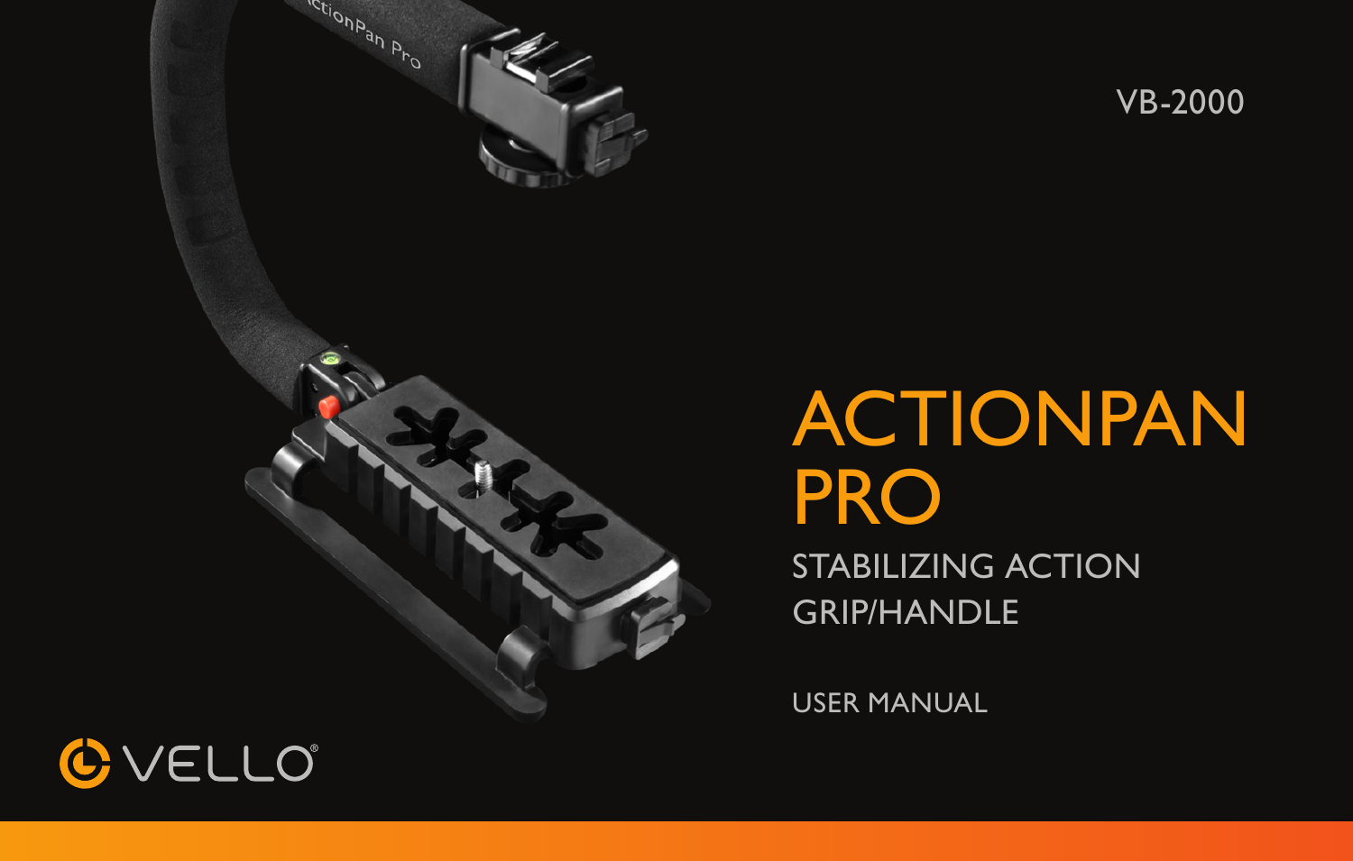VB-2000

# ACTIONPAN PRO

## STABILIZING ACTION GRIP/HANDLE

USER MANUAL

VELLO®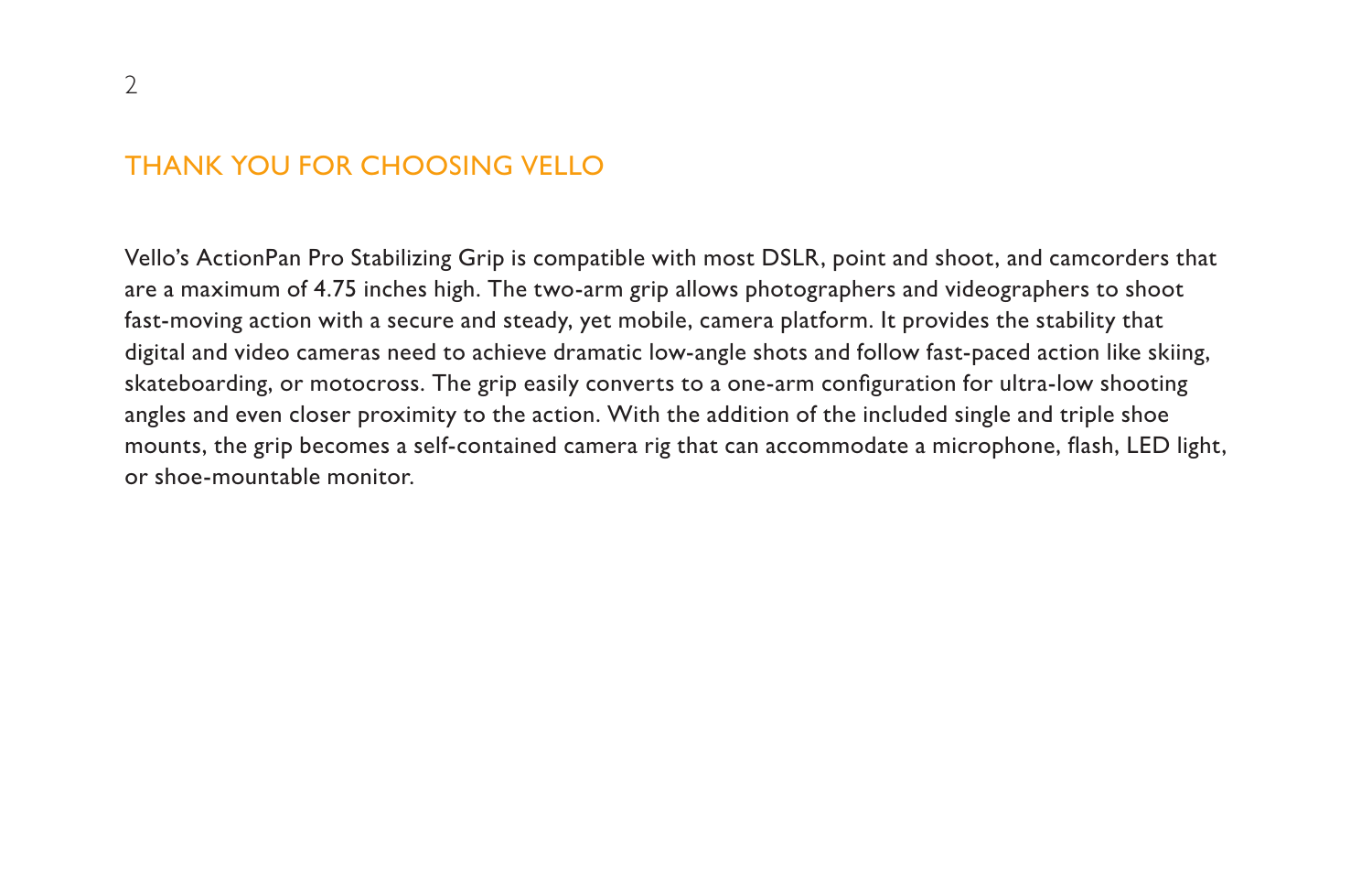## THANK YOU FOR CHOOSING VELLO

Vello's ActionPan Pro Stabilizing Grip is compatible with most DSLR, point and shoot, and camcorders that are a maximum of 4.75 inches high. The two-arm grip allows photographers and videographers to shoot fast-moving action with a secure and steady, yet mobile, camera platform. It provides the stability that digital and video cameras need to achieve dramatic low-angle shots and follow fast-paced action like skiing, skateboarding, or motocross. The grip easily converts to a one-arm configuration for ultra-low shooting angles and even closer proximity to the action. With the addition of the included single and triple shoe mounts, the grip becomes a self-contained camera rig that can accommodate a microphone, flash, LED light, or shoe-mountable monitor.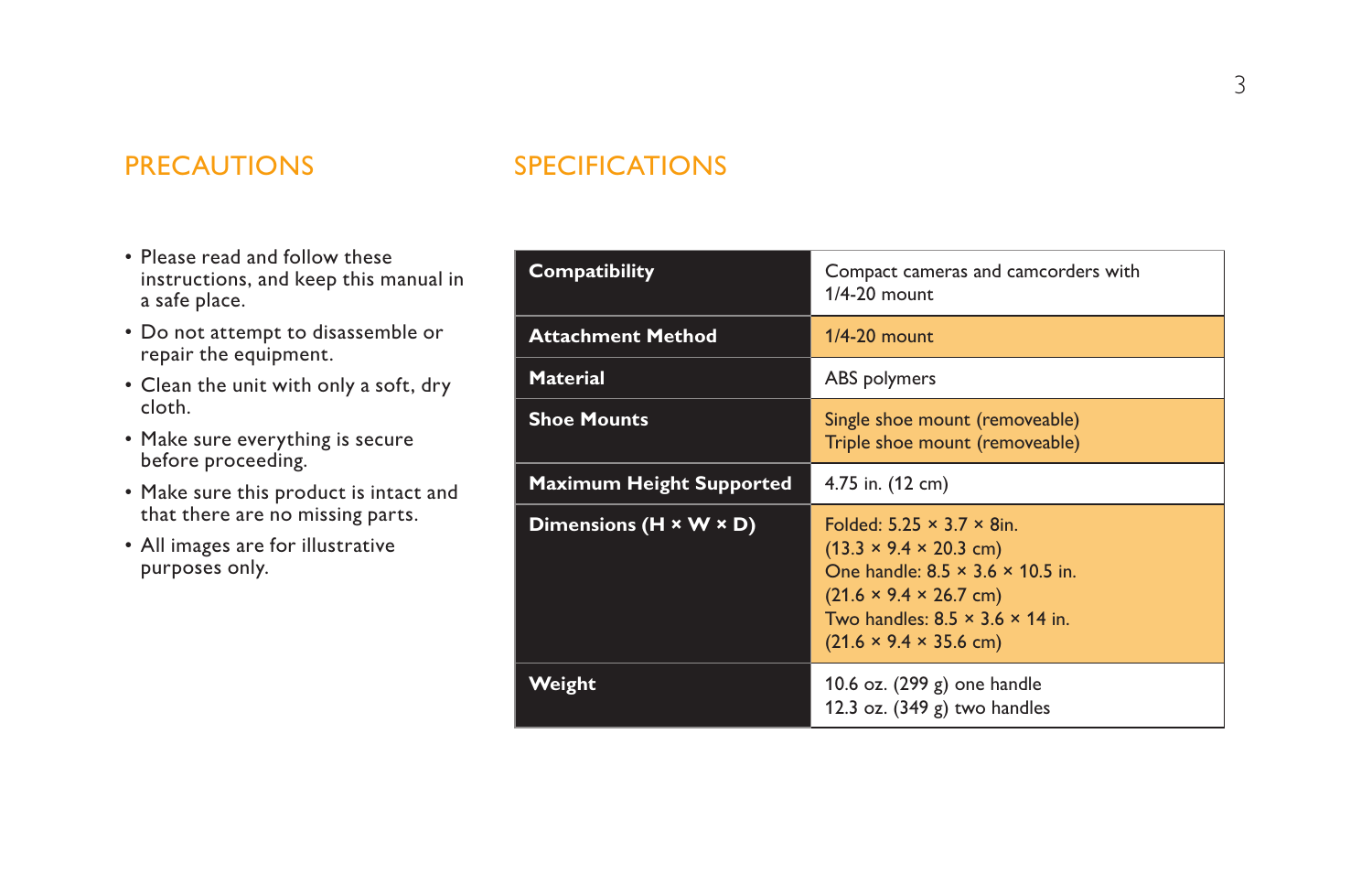## PRECAUTIONS

- Please read and follow these instructions, and keep this manual in a safe place.
- Do not attempt to disassemble or repair the equipment.
- Clean the unit with only a soft, dry cloth.
- Make sure everything is secure before proceeding.
- Make sure this product is intact and that there are no missing parts.
- All images are for illustrative purposes only.

## SPECIFICATIONS

| | |
|---|---|
| **Compatibility** | Compact cameras and camcorders with 1/4-20 mount |
| **Attachment Method** | 1/4-20 mount |
| **Material** | ABS polymers |
| **Shoe Mounts** | Single shoe mount (removeable)<br>Triple shoe mount (removeable) |
| **Maximum Height Supported** | 4.75 in. (12 cm) |
| **Dimensions (H × W × D)** | Folded: 5.25 × 3.7 × 8in.<br>(13.3 × 9.4 × 20.3 cm)<br>One handle: 8.5 × 3.6 × 10.5 in.<br>(21.6 × 9.4 × 26.7 cm)<br>Two handles: 8.5 × 3.6 × 14 in.<br>(21.6 × 9.4 × 35.6 cm) |
| **Weight** | 10.6 oz. (299 g) one handle<br>12.3 oz. (349 g) two handles |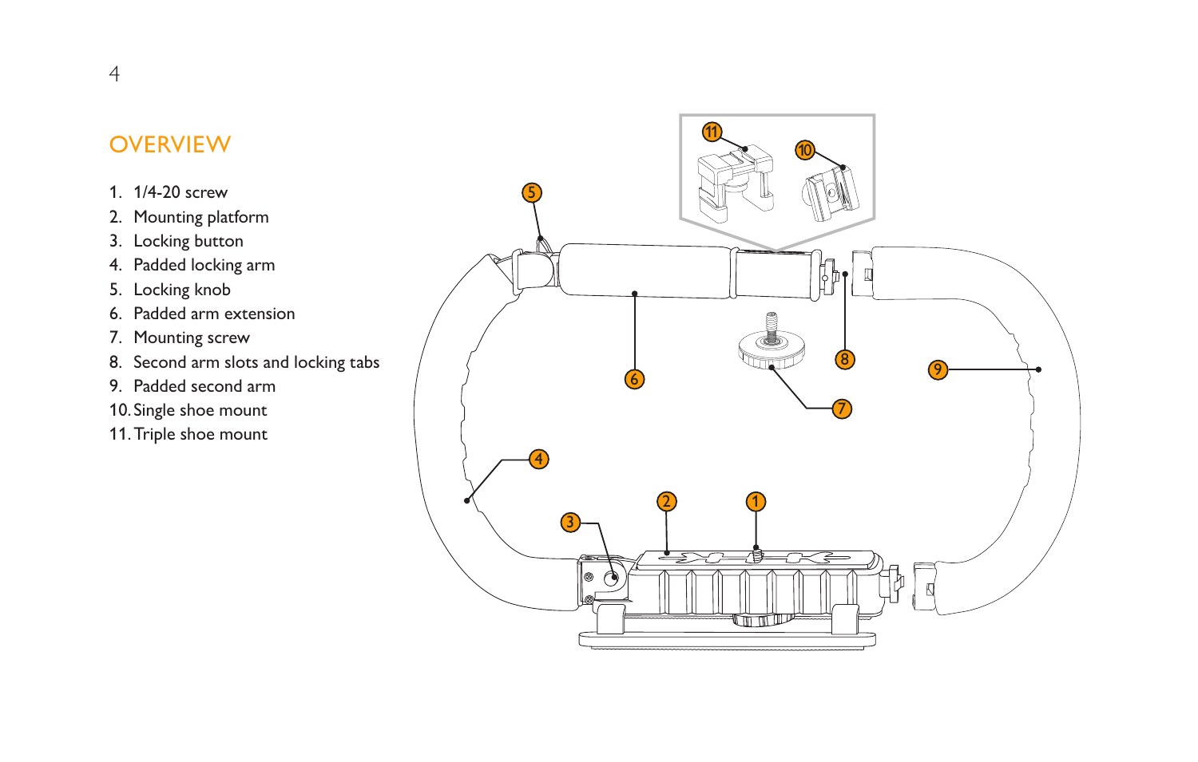## OVERVIEW

1. 1/4-20 screw
2. Mounting platform
3. Locking button
4. Padded locking arm
5. Locking knob
6. Padded arm extension
7. Mounting screw
8. Second arm slots and locking tabs
9. Padded second arm
10. Single shoe mount
11. Triple shoe mount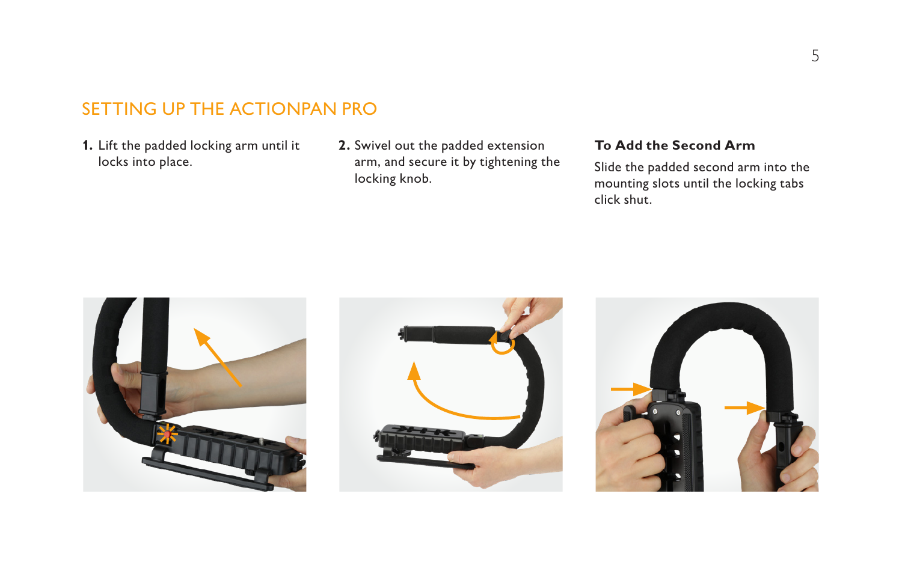## SETTING UP THE ACTIONPAN PRO

1. Lift the padded locking arm until it locks into place.

2. Swivel out the padded extension arm, and secure it by tightening the locking knob.

**To Add the Second Arm**

Slide the padded second arm into the mounting slots until the locking tabs click shut.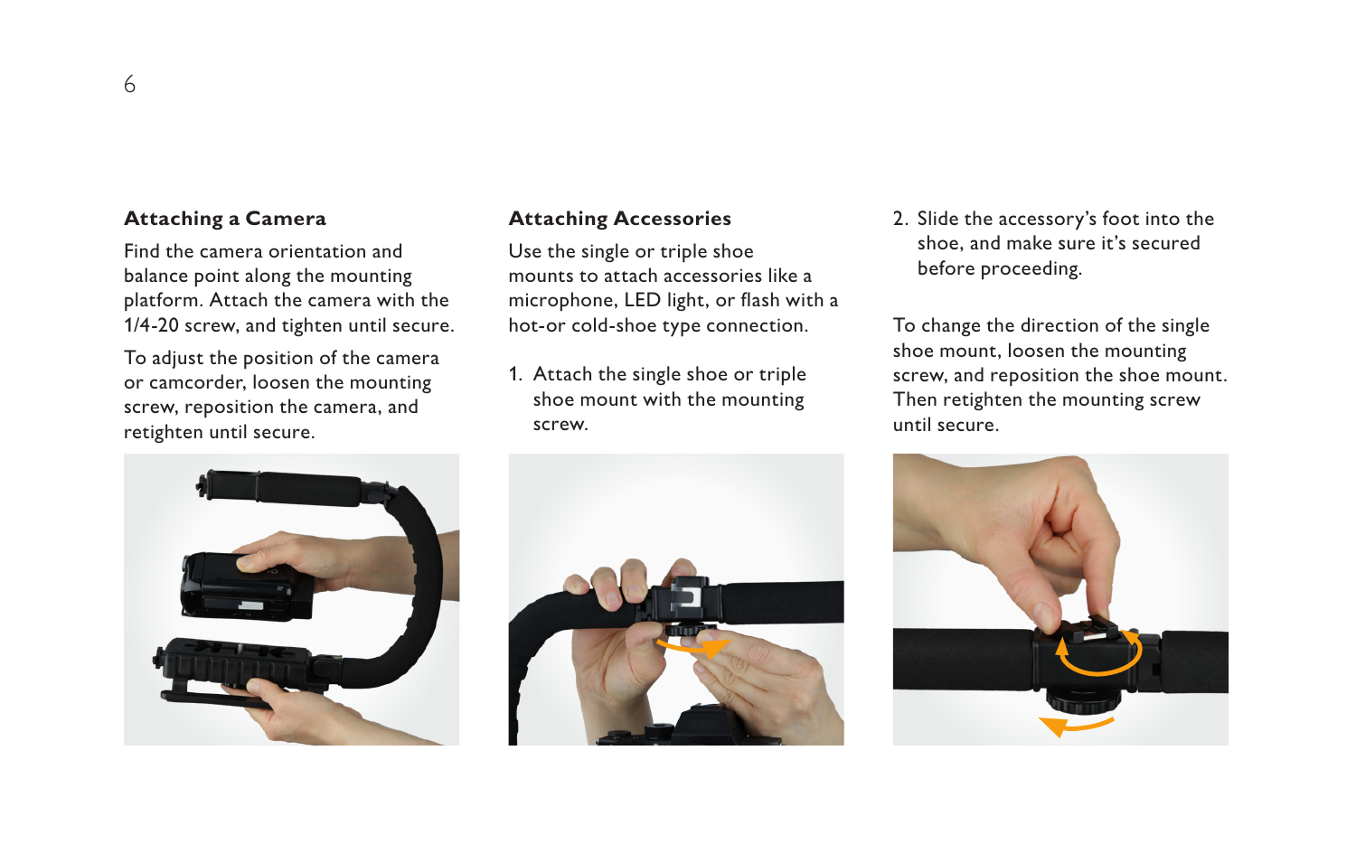## Attaching a Camera

Find the camera orientation and balance point along the mounting platform. Attach the camera with the 1/4-20 screw, and tighten until secure.

To adjust the position of the camera or camcorder, loosen the mounting screw, reposition the camera, and retighten until secure.

## Attaching Accessories

Use the single or triple shoe mounts to attach accessories like a microphone, LED light, or flash with a hot-or cold-shoe type connection.

1. Attach the single shoe or triple shoe mount with the mounting screw.
2. Slide the accessory's foot into the shoe, and make sure it's secured before proceeding.

To change the direction of the single shoe mount, loosen the mounting screw, and reposition the shoe mount. Then retighten the mounting screw until secure.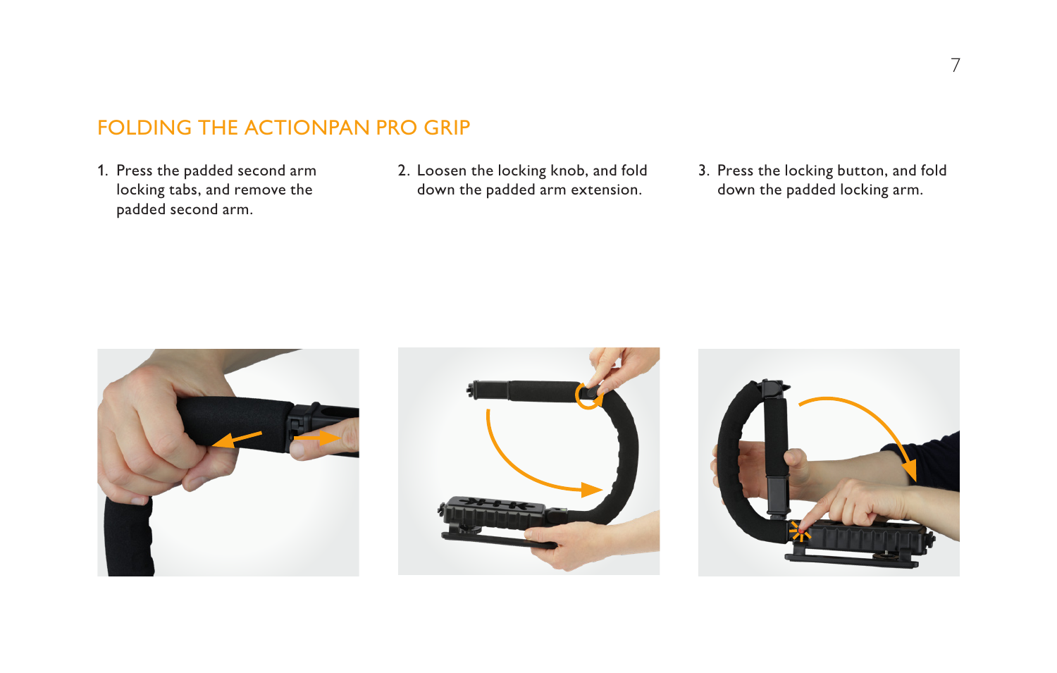## FOLDING THE ACTIONPAN PRO GRIP

1. Press the padded second arm locking tabs, and remove the padded second arm.
2. Loosen the locking knob, and fold down the padded arm extension.
3. Press the locking button, and fold down the padded locking arm.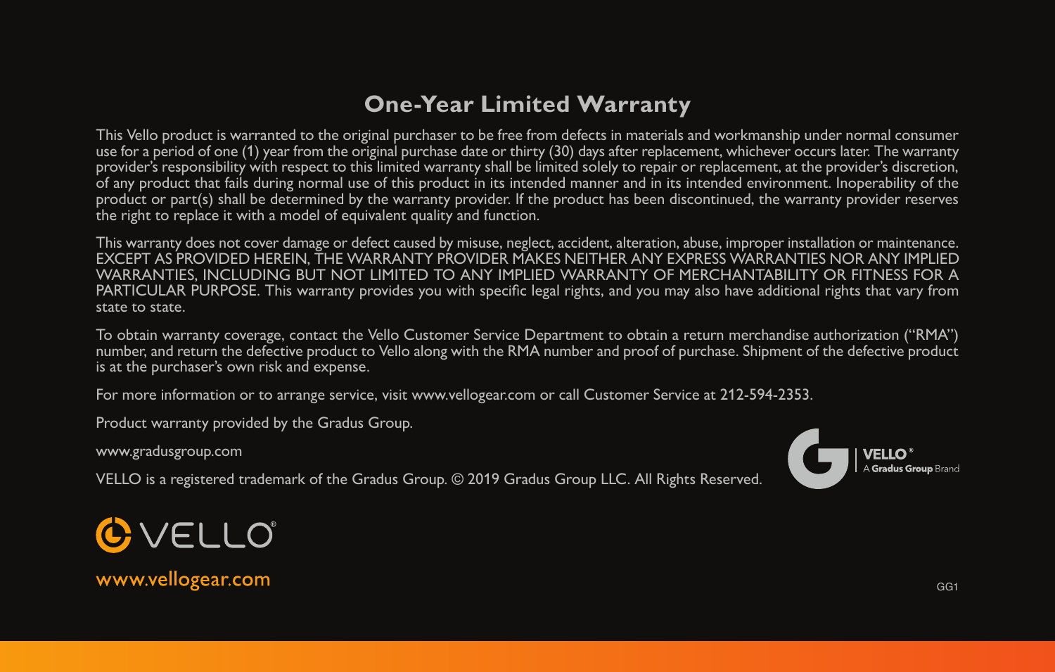# One-Year Limited Warranty

This Vello product is warranted to the original purchaser to be free from defects in materials and workmanship under normal consumer use for a period of one (1) year from the original purchase date or thirty (30) days after replacement, whichever occurs later. The warranty provider's responsibility with respect to this limited warranty shall be limited solely to repair or replacement, at the provider's discretion, of any product that fails during normal use of this product in its intended manner and in its intended environment. Inoperability of the product or part(s) shall be determined by the warranty provider. If the product has been discontinued, the warranty provider reserves the right to replace it with a model of equivalent quality and function.

This warranty does not cover damage or defect caused by misuse, neglect, accident, alteration, abuse, improper installation or maintenance. EXCEPT AS PROVIDED HEREIN, THE WARRANTY PROVIDER MAKES NEITHER ANY EXPRESS WARRANTIES NOR ANY IMPLIED WARRANTIES, INCLUDING BUT NOT LIMITED TO ANY IMPLIED WARRANTY OF MERCHANTABILITY OR FITNESS FOR A PARTICULAR PURPOSE. This warranty provides you with specific legal rights, and you may also have additional rights that vary from state to state.

To obtain warranty coverage, contact the Vello Customer Service Department to obtain a return merchandise authorization ("RMA") number, and return the defective product to Vello along with the RMA number and proof of purchase. Shipment of the defective product is at the purchaser's own risk and expense.

For more information or to arrange service, visit www.vellogear.com or call Customer Service at 212-594-2353.

Product warranty provided by the Gradus Group.

www.gradusgroup.com

VELLO is a registered trademark of the Gradus Group. © 2019 Gradus Group LLC. All Rights Reserved.

VELLO® A Gradus Group Brand

VELLO®

www.vellogear.com

GG1